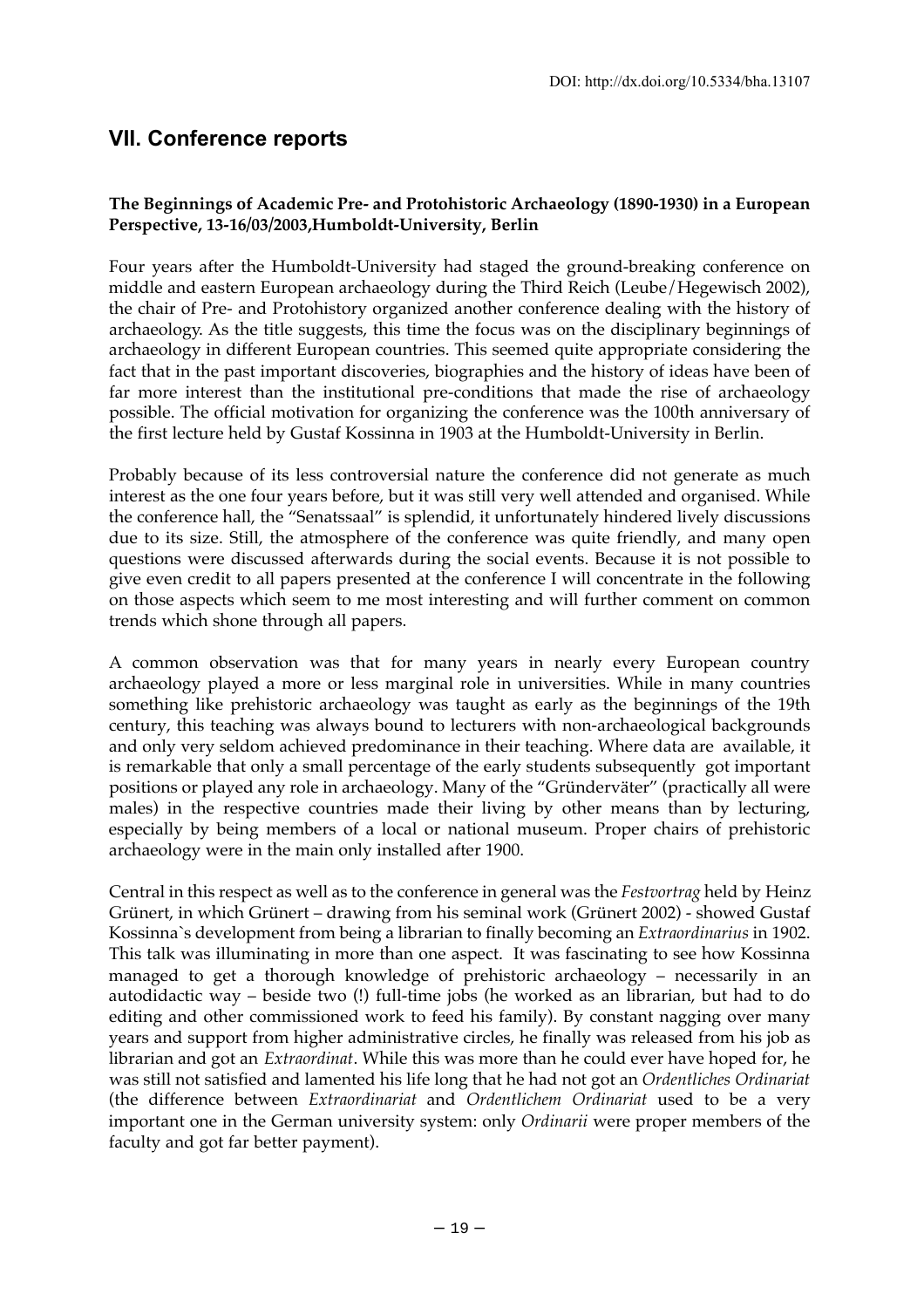DOI: http://dx.doi.org/10.5334/bha.13107

## VII. Conference reports

**The Beginnings of Academic Pre- and Protohistoric Archaeology (1890-1930) in a European Perspective, 13-16/03/2003,Humboldt-University, Berlin**

Four years after the Humboldt-University had staged the ground-breaking conference on middle and eastern European archaeology during the Third Reich (Leube/Hegewisch 2002), the chair of Pre- and Protohistory organized another conference dealing with the history of archaeology. As the title suggests, this time the focus was on the disciplinary beginnings of archaeology in different European countries. This seemed quite appropriate considering the fact that in the past important discoveries, biographies and the history of ideas have been of far more interest than the institutional pre-conditions that made the rise of archaeology possible. The official motivation for organizing the conference was the 100th anniversary of the first lecture held by Gustaf Kossinna in 1903 at the Humboldt-University in Berlin.

Probably because of its less controversial nature the conference did not generate as much interest as the one four years before, but it was still very well attended and organised. While the conference hall, the "Senatssaal" is splendid, it unfortunately hindered lively discussions due to its size. Still, the atmosphere of the conference was quite friendly, and many open questions were discussed afterwards during the social events. Because it is not possible to give even credit to all papers presented at the conference I will concentrate in the following on those aspects which seem to me most interesting and will further comment on common trends which shone through all papers.

A common observation was that for many years in nearly every European country archaeology played a more or less marginal role in universities. While in many countries something like prehistoric archaeology was taught as early as the beginnings of the 19th century, this teaching was always bound to lecturers with non-archaeological backgrounds and only very seldom achieved predominance in their teaching. Where data are available, it is remarkable that only a small percentage of the early students subsequently got important positions or played any role in archaeology. Many of the "Gründerväter" (practically all were males) in the respective countries made their living by other means than by lecturing, especially by being members of a local or national museum. Proper chairs of prehistoric archaeology were in the main only installed after 1900.

Central in this respect as well as to the conference in general was the *Festvortrag* held by Heinz Grünert, in which Grünert – drawing from his seminal work (Grünert 2002) - showed Gustaf Kossinna`s development from being a librarian to finally becoming an *Extraordinarius* in 1902. This talk was illuminating in more than one aspect. It was fascinating to see how Kossinna managed to get a thorough knowledge of prehistoric archaeology – necessarily in an autodidactic way – beside two (!) full-time jobs (he worked as an librarian, but had to do editing and other commissioned work to feed his family). By constant nagging over many years and support from higher administrative circles, he finally was released from his job as librarian and got an *Extraordinat*. While this was more than he could ever have hoped for, he was still not satisfied and lamented his life long that he had not got an *Ordentliches Ordinariat* (the difference between *Extraordinariat* and *Ordentlichem Ordinariat* used to be a very important one in the German university system: only *Ordinarii* were proper members of the faculty and got far better payment).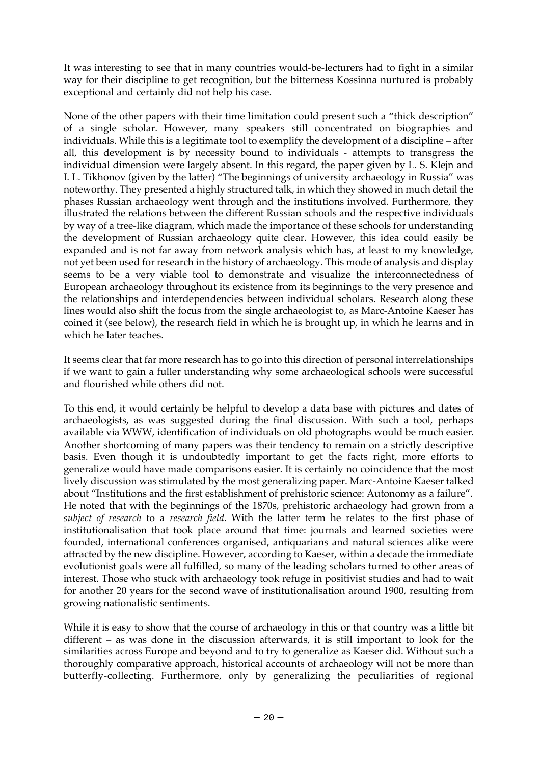It was interesting to see that in many countries would-be-lecturers had to fight in a similar way for their discipline to get recognition, but the bitterness Kossinna nurtured is probably exceptional and certainly did not help his case.

None of the other papers with their time limitation could present such a "thick description" of a single scholar. However, many speakers still concentrated on biographies and individuals. While this is a legitimate tool to exemplify the development of a discipline – after all, this development is by necessity bound to individuals - attempts to transgress the individual dimension were largely absent. In this regard, the paper given by L. S. Klejn and I. L. Tikhonov (given by the latter) "The beginnings of university archaeology in Russia" was noteworthy. They presented a highly structured talk, in which they showed in much detail the phases Russian archaeology went through and the institutions involved. Furthermore, they illustrated the relations between the different Russian schools and the respective individuals by way of a tree-like diagram, which made the importance of these schools for understanding the development of Russian archaeology quite clear. However, this idea could easily be expanded and is not far away from network analysis which has, at least to my knowledge, not yet been used for research in the history of archaeology. This mode of analysis and display seems to be a very viable tool to demonstrate and visualize the interconnectedness of European archaeology throughout its existence from its beginnings to the very presence and the relationships and interdependencies between individual scholars. Research along these lines would also shift the focus from the single archaeologist to, as Marc-Antoine Kaeser has coined it (see below), the research field in which he is brought up, in which he learns and in which he later teaches.

It seems clear that far more research has to go into this direction of personal interrelationships if we want to gain a fuller understanding why some archaeological schools were successful and flourished while others did not.

To this end, it would certainly be helpful to develop a data base with pictures and dates of archaeologists, as was suggested during the final discussion. With such a tool, perhaps available via WWW, identification of individuals on old photographs would be much easier. Another shortcoming of many papers was their tendency to remain on a strictly descriptive basis. Even though it is undoubtedly important to get the facts right, more efforts to generalize would have made comparisons easier. It is certainly no coincidence that the most lively discussion was stimulated by the most generalizing paper. Marc-Antoine Kaeser talked about "Institutions and the first establishment of prehistoric science: Autonomy as a failure". He noted that with the beginnings of the 1870s, prehistoric archaeology had grown from a *subject of research* to a *research field*. With the latter term he relates to the first phase of institutionalisation that took place around that time: journals and learned societies were founded, international conferences organised, antiquarians and natural sciences alike were attracted by the new discipline. However, according to Kaeser, within a decade the immediate evolutionist goals were all fulfilled, so many of the leading scholars turned to other areas of interest. Those who stuck with archaeology took refuge in positivist studies and had to wait for another 20 years for the second wave of institutionalisation around 1900, resulting from growing nationalistic sentiments.

While it is easy to show that the course of archaeology in this or that country was a little bit different – as was done in the discussion afterwards, it is still important to look for the similarities across Europe and beyond and to try to generalize as Kaeser did. Without such a thoroughly comparative approach, historical accounts of archaeology will not be more than butterfly-collecting. Furthermore, only by generalizing the peculiarities of regional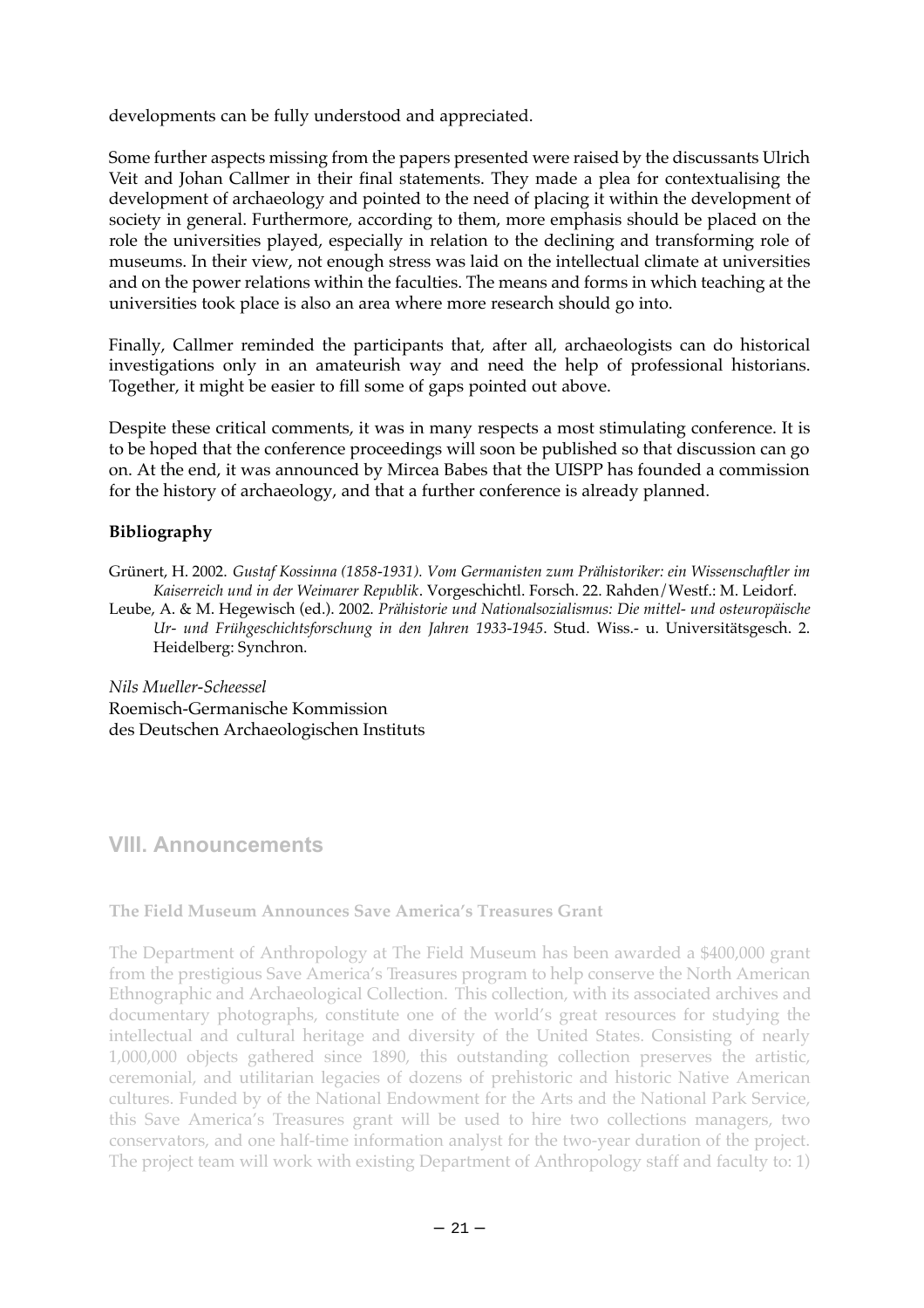developments can be fully understood and appreciated.

Some further aspects missing from the papers presented were raised by the discussants Ulrich Veit and Johan Callmer in their final statements. They made a plea for contextualising the development of archaeology and pointed to the need of placing it within the development of society in general. Furthermore, according to them, more emphasis should be placed on the role the universities played, especially in relation to the declining and transforming role of museums. In their view, not enough stress was laid on the intellectual climate at universities and on the power relations within the faculties. The means and forms in which teaching at the universities took place is also an area where more research should go into.

Finally, Callmer reminded the participants that, after all, archaeologists can do historical investigations only in an amateurish way and need the help of professional historians. Together, it might be easier to fill some of gaps pointed out above.

Despite these critical comments, it was in many respects a most stimulating conference. It is to be hoped that the conference proceedings will soon be published so that discussion can go on. At the end, it was announced by Mircea Babes that the UISPP has founded a commission for the history of archaeology, and that a further conference is already planned.

**Bibliography**

Grünert, H. 2002. *Gustaf Kossinna (1858-1931). Vom Germanisten zum Prähistoriker: ein Wissenschaftler im Kaiserreich und in der Weimarer Republik*. Vorgeschichtl. Forsch. 22. Rahden/Westf.: M. Leidorf.

Leube, A. & M. Hegewisch (ed.). 2002. *Prähistorie und Nationalsozialismus: Die mittel- und osteuropäische Ur- und Frühgeschichtsforschung in den Jahren 1933-1945*. Stud. Wiss.- u. Universitätsgesch. 2. Heidelberg: Synchron.

*Nils Mueller-Scheessel*
Roemisch-Germanische Kommission
des Deutschen Archaeologischen Instituts

## VIII. Announcements

**The Field Museum Announces Save America's Treasures Grant**

The Department of Anthropology at The Field Museum has been awarded a $400,000 grant from the prestigious Save America's Treasures program to help conserve the North American Ethnographic and Archaeological Collection. This collection, with its associated archives and documentary photographs, constitute one of the world's great resources for studying the intellectual and cultural heritage and diversity of the United States. Consisting of nearly 1,000,000 objects gathered since 1890, this outstanding collection preserves the artistic, ceremonial, and utilitarian legacies of dozens of prehistoric and historic Native American cultures. Funded by of the National Endowment for the Arts and the National Park Service, this Save America's Treasures grant will be used to hire two collections managers, two conservators, and one half-time information analyst for the two-year duration of the project. The project team will work with existing Department of Anthropology staff and faculty to: 1)